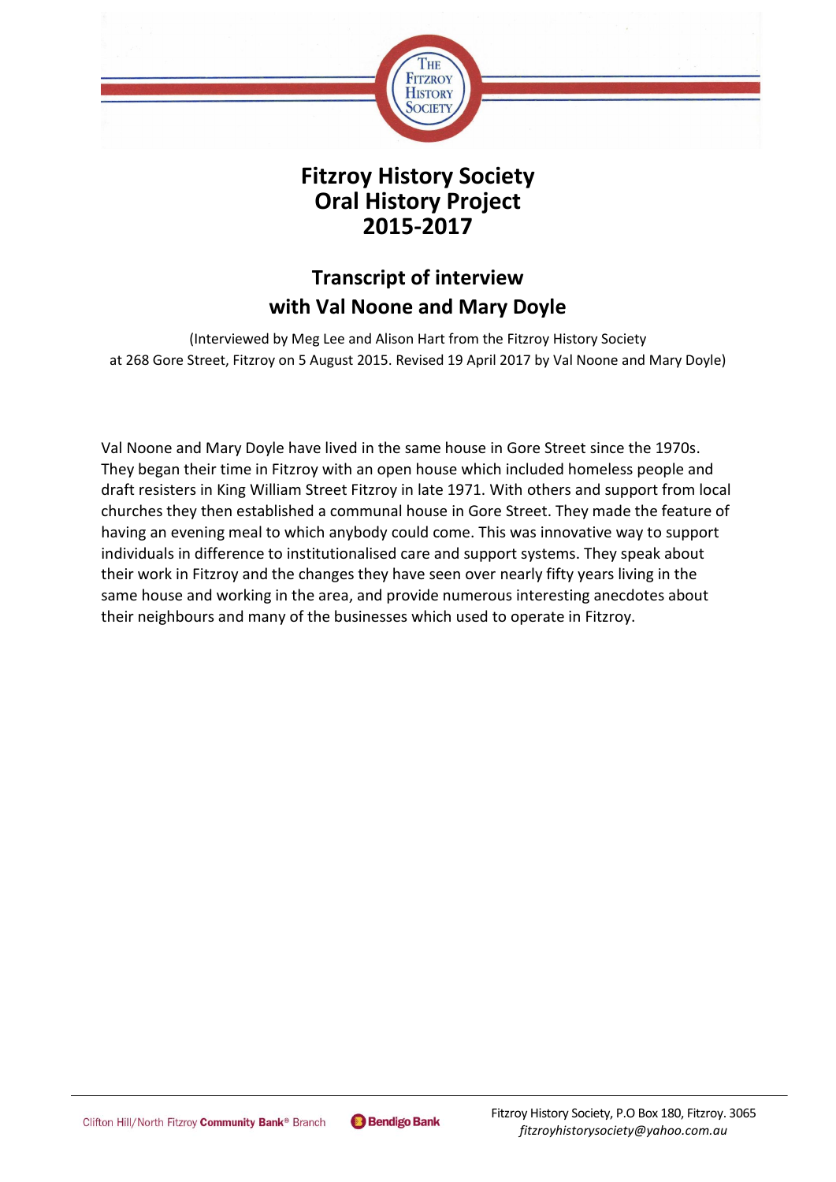# Fitzroy History Society
# Oral History Project
# 2015-2017

## Transcript of interview
## with Val Noone and Mary Doyle

(Interviewed by Meg Lee and Alison Hart from the Fitzroy History Society at 268 Gore Street, Fitzroy on 5 August 2015. Revised 19 April 2017 by Val Noone and Mary Doyle)

Val Noone and Mary Doyle have lived in the same house in Gore Street since the 1970s. They began their time in Fitzroy with an open house which included homeless people and draft resisters in King William Street Fitzroy in late 1971. With others and support from local churches they then established a communal house in Gore Street. They made the feature of having an evening meal to which anybody could come. This was innovative way to support individuals in difference to institutionalised care and support systems. They speak about their work in Fitzroy and the changes they have seen over nearly fifty years living in the same house and working in the area, and provide numerous interesting anecdotes about their neighbours and many of the businesses which used to operate in Fitzroy.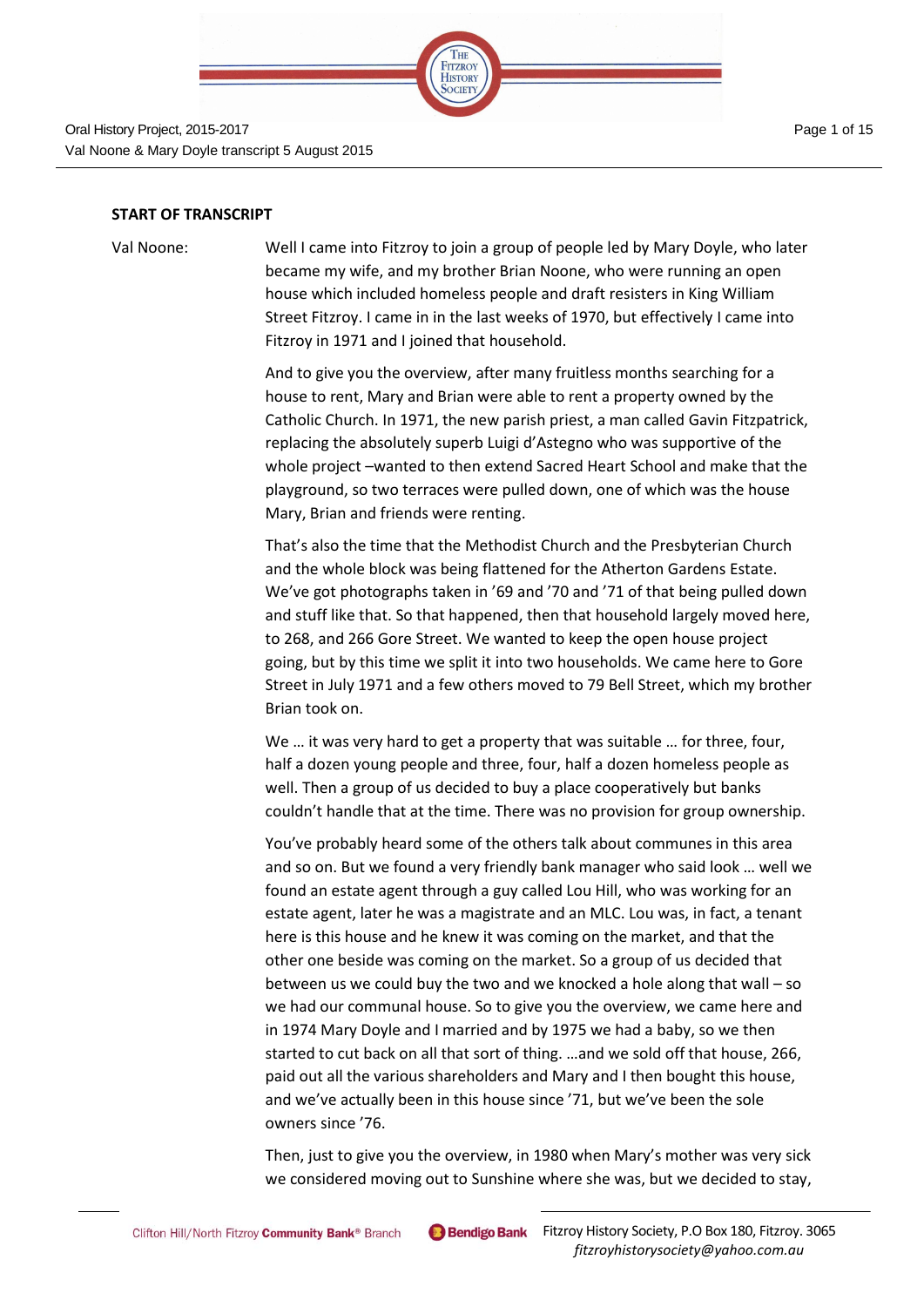**START OF TRANSCRIPT**

Val Noone: Well I came into Fitzroy to join a group of people led by Mary Doyle, who later became my wife, and my brother Brian Noone, who were running an open house which included homeless people and draft resisters in King William Street Fitzroy. I came in in the last weeks of 1970, but effectively I came into Fitzroy in 1971 and I joined that household.

And to give you the overview, after many fruitless months searching for a house to rent, Mary and Brian were able to rent a property owned by the Catholic Church. In 1971, the new parish priest, a man called Gavin Fitzpatrick, replacing the absolutely superb Luigi d'Astegno who was supportive of the whole project –wanted to then extend Sacred Heart School and make that the playground, so two terraces were pulled down, one of which was the house Mary, Brian and friends were renting.

That's also the time that the Methodist Church and the Presbyterian Church and the whole block was being flattened for the Atherton Gardens Estate. We've got photographs taken in '69 and '70 and '71 of that being pulled down and stuff like that. So that happened, then that household largely moved here, to 268, and 266 Gore Street. We wanted to keep the open house project going, but by this time we split it into two households. We came here to Gore Street in July 1971 and a few others moved to 79 Bell Street, which my brother Brian took on.

We … it was very hard to get a property that was suitable … for three, four, half a dozen young people and three, four, half a dozen homeless people as well. Then a group of us decided to buy a place cooperatively but banks couldn't handle that at the time. There was no provision for group ownership.

You've probably heard some of the others talk about communes in this area and so on. But we found a very friendly bank manager who said look … well we found an estate agent through a guy called Lou Hill, who was working for an estate agent, later he was a magistrate and an MLC. Lou was, in fact, a tenant here is this house and he knew it was coming on the market, and that the other one beside was coming on the market. So a group of us decided that between us we could buy the two and we knocked a hole along that wall – so we had our communal house. So to give you the overview, we came here and in 1974 Mary Doyle and I married and by 1975 we had a baby, so we then started to cut back on all that sort of thing. …and we sold off that house, 266, paid out all the various shareholders and Mary and I then bought this house, and we've actually been in this house since '71, but we've been the sole owners since '76.

Then, just to give you the overview, in 1980 when Mary's mother was very sick we considered moving out to Sunshine where she was, but we decided to stay,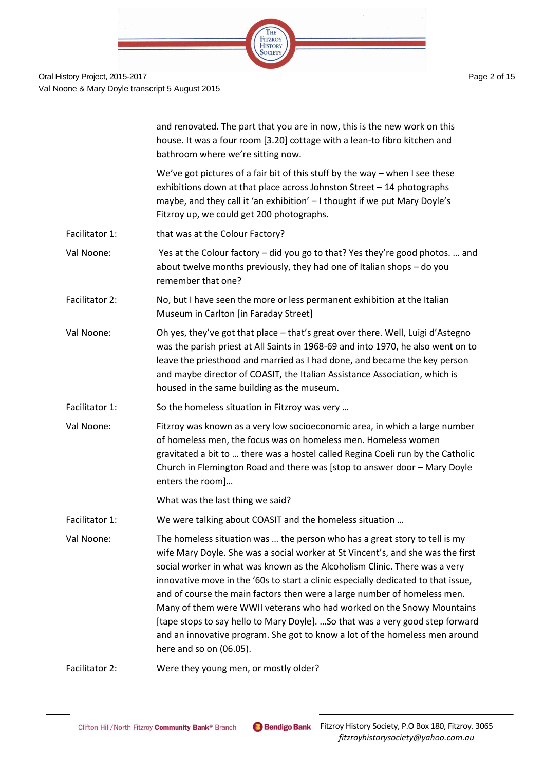and renovated. The part that you are in now, this is the new work on this house. It was a four room [3.20] cottage with a lean-to fibro kitchen and bathroom where we're sitting now.

We've got pictures of a fair bit of this stuff by the way – when I see these exhibitions down at that place across Johnston Street – 14 photographs maybe, and they call it 'an exhibition' – I thought if we put Mary Doyle's Fitzroy up, we could get 200 photographs.

| | |
|---|---|
| Facilitator 1: | that was at the Colour Factory? |
| Val Noone: | Yes at the Colour factory – did you go to that? Yes they're good photos. … and about twelve months previously, they had one of Italian shops – do you remember that one? |
| Facilitator 2: | No, but I have seen the more or less permanent exhibition at the Italian Museum in Carlton [in Faraday Street] |
| Val Noone: | Oh yes, they've got that place – that's great over there. Well, Luigi d'Astegno was the parish priest at All Saints in 1968-69 and into 1970, he also went on to leave the priesthood and married as I had done, and became the key person and maybe director of COASIT, the Italian Assistance Association, which is housed in the same building as the museum. |
| Facilitator 1: | So the homeless situation in Fitzroy was very … |
| Val Noone: | Fitzroy was known as a very low socioeconomic area, in which a large number of homeless men, the focus was on homeless men. Homeless women gravitated a bit to … there was a hostel called Regina Coeli run by the Catholic Church in Flemington Road and there was [stop to answer door – Mary Doyle enters the room]…<br><br>What was the last thing we said? |
| Facilitator 1: | We were talking about COASIT and the homeless situation … |
| Val Noone: | The homeless situation was … the person who has a great story to tell is my wife Mary Doyle. She was a social worker at St Vincent's, and she was the first social worker in what was known as the Alcoholism Clinic. There was a very innovative move in the '60s to start a clinic especially dedicated to that issue, and of course the main factors then were a large number of homeless men. Many of them were WWII veterans who had worked on the Snowy Mountains [tape stops to say hello to Mary Doyle]. …So that was a very good step forward and an innovative program. She got to know a lot of the homeless men around here and so on (06.05). |
| Facilitator 2: | Were they young men, or mostly older? |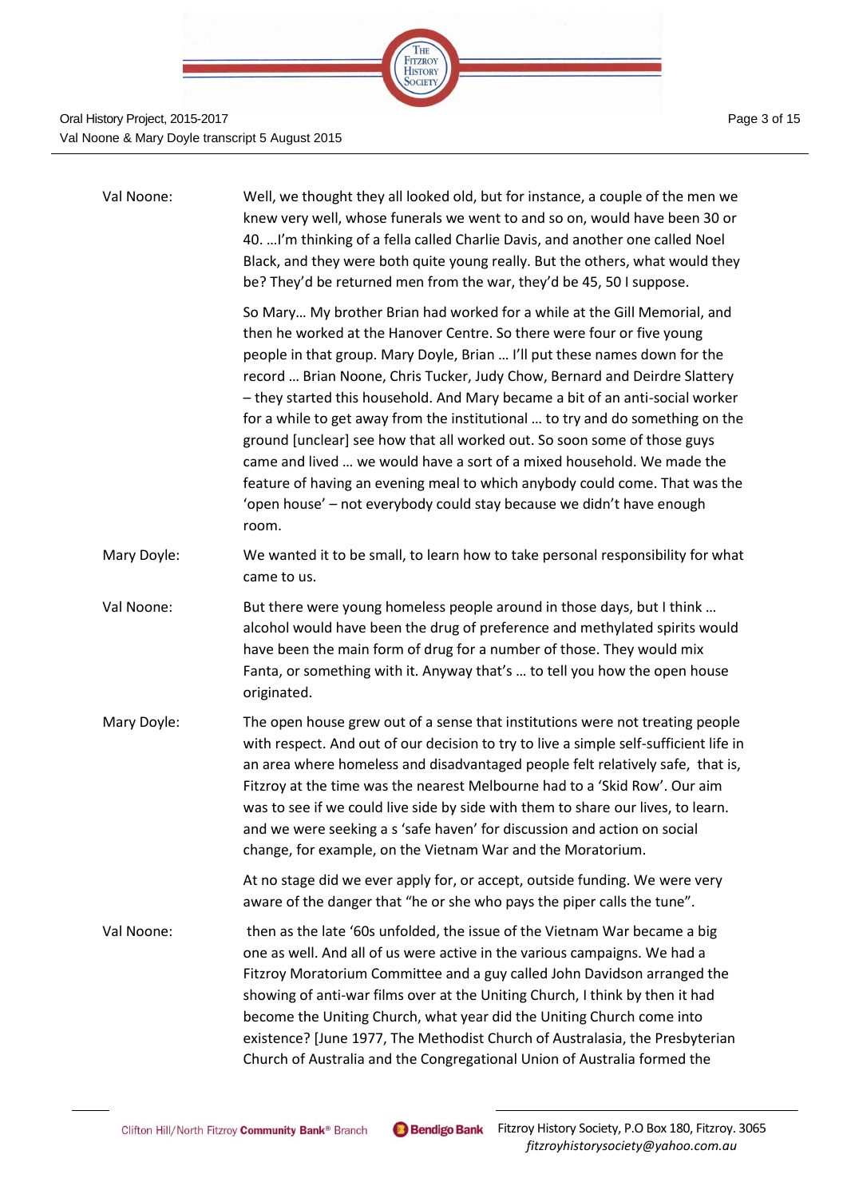Val Noone: Well, we thought they all looked old, but for instance, a couple of the men we knew very well, whose funerals we went to and so on, would have been 30 or 40. …I'm thinking of a fella called Charlie Davis, and another one called Noel Black, and they were both quite young really. But the others, what would they be? They'd be returned men from the war, they'd be 45, 50 I suppose.

So Mary… My brother Brian had worked for a while at the Gill Memorial, and then he worked at the Hanover Centre. So there were four or five young people in that group. Mary Doyle, Brian … I'll put these names down for the record … Brian Noone, Chris Tucker, Judy Chow, Bernard and Deirdre Slattery – they started this household. And Mary became a bit of an anti-social worker for a while to get away from the institutional … to try and do something on the ground [unclear] see how that all worked out. So soon some of those guys came and lived … we would have a sort of a mixed household. We made the feature of having an evening meal to which anybody could come. That was the 'open house' – not everybody could stay because we didn't have enough room.

Mary Doyle: We wanted it to be small, to learn how to take personal responsibility for what came to us.

Val Noone: But there were young homeless people around in those days, but I think … alcohol would have been the drug of preference and methylated spirits would have been the main form of drug for a number of those. They would mix Fanta, or something with it. Anyway that's … to tell you how the open house originated.

Mary Doyle: The open house grew out of a sense that institutions were not treating people with respect. And out of our decision to try to live a simple self-sufficient life in an area where homeless and disadvantaged people felt relatively safe, that is, Fitzroy at the time was the nearest Melbourne had to a 'Skid Row'. Our aim was to see if we could live side by side with them to share our lives, to learn. and we were seeking a s 'safe haven' for discussion and action on social change, for example, on the Vietnam War and the Moratorium.

At no stage did we ever apply for, or accept, outside funding. We were very aware of the danger that "he or she who pays the piper calls the tune".

Val Noone: then as the late '60s unfolded, the issue of the Vietnam War became a big one as well. And all of us were active in the various campaigns. We had a Fitzroy Moratorium Committee and a guy called John Davidson arranged the showing of anti-war films over at the Uniting Church, I think by then it had become the Uniting Church, what year did the Uniting Church come into existence? [June 1977, The Methodist Church of Australasia, the Presbyterian Church of Australia and the Congregational Union of Australia formed the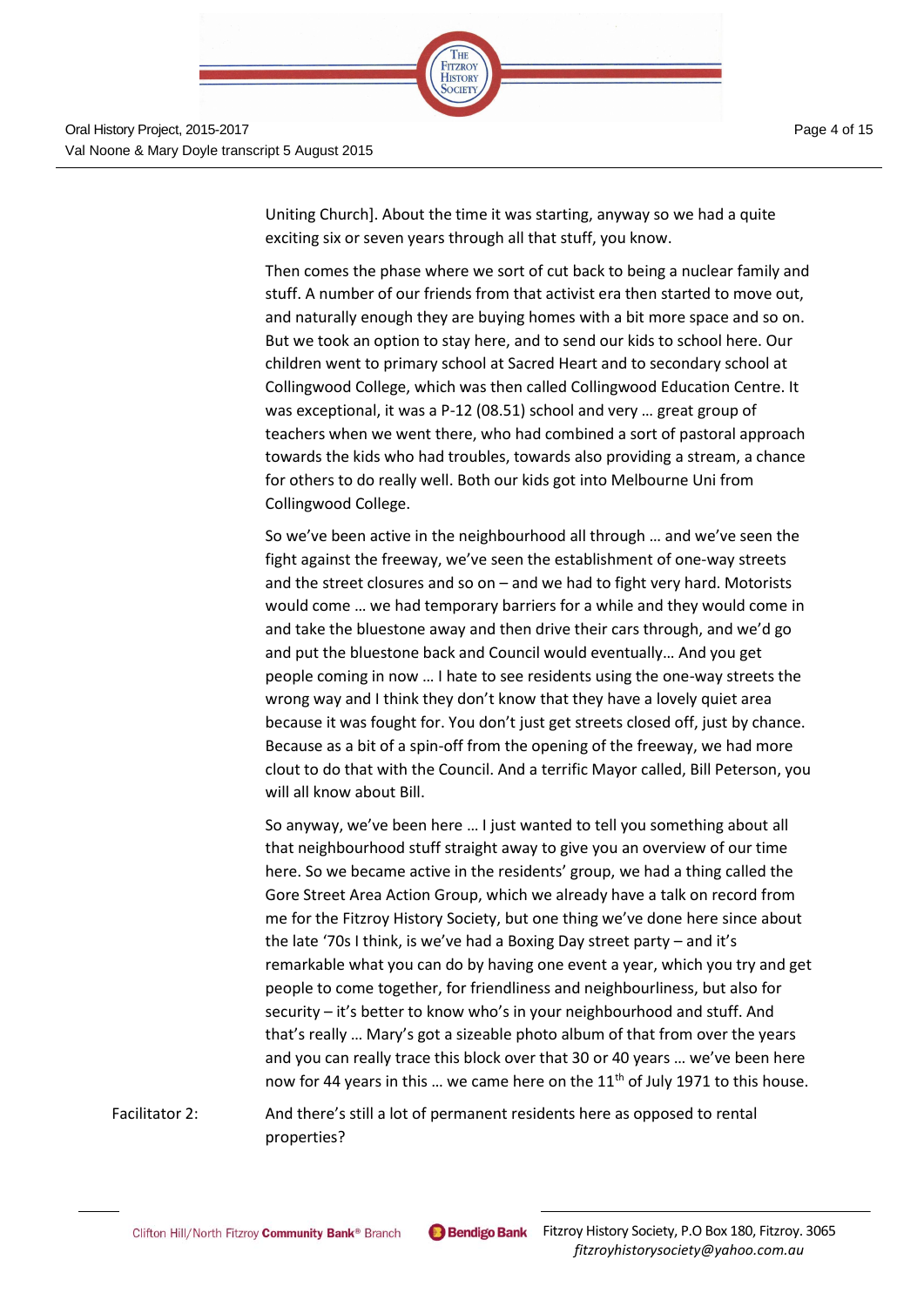Uniting Church]. About the time it was starting, anyway so we had a quite exciting six or seven years through all that stuff, you know.

Then comes the phase where we sort of cut back to being a nuclear family and stuff. A number of our friends from that activist era then started to move out, and naturally enough they are buying homes with a bit more space and so on. But we took an option to stay here, and to send our kids to school here. Our children went to primary school at Sacred Heart and to secondary school at Collingwood College, which was then called Collingwood Education Centre. It was exceptional, it was a P-12 (08.51) school and very … great group of teachers when we went there, who had combined a sort of pastoral approach towards the kids who had troubles, towards also providing a stream, a chance for others to do really well. Both our kids got into Melbourne Uni from Collingwood College.

So we've been active in the neighbourhood all through … and we've seen the fight against the freeway, we've seen the establishment of one-way streets and the street closures and so on – and we had to fight very hard. Motorists would come … we had temporary barriers for a while and they would come in and take the bluestone away and then drive their cars through, and we'd go and put the bluestone back and Council would eventually… And you get people coming in now … I hate to see residents using the one-way streets the wrong way and I think they don't know that they have a lovely quiet area because it was fought for. You don't just get streets closed off, just by chance. Because as a bit of a spin-off from the opening of the freeway, we had more clout to do that with the Council. And a terrific Mayor called, Bill Peterson, you will all know about Bill.

So anyway, we've been here … I just wanted to tell you something about all that neighbourhood stuff straight away to give you an overview of our time here. So we became active in the residents' group, we had a thing called the Gore Street Area Action Group, which we already have a talk on record from me for the Fitzroy History Society, but one thing we've done here since about the late '70s I think, is we've had a Boxing Day street party – and it's remarkable what you can do by having one event a year, which you try and get people to come together, for friendliness and neighbourliness, but also for security – it's better to know who's in your neighbourhood and stuff. And that's really … Mary's got a sizeable photo album of that from over the years and you can really trace this block over that 30 or 40 years … we've been here now for 44 years in this … we came here on the 11th of July 1971 to this house.

Facilitator 2: And there's still a lot of permanent residents here as opposed to rental properties?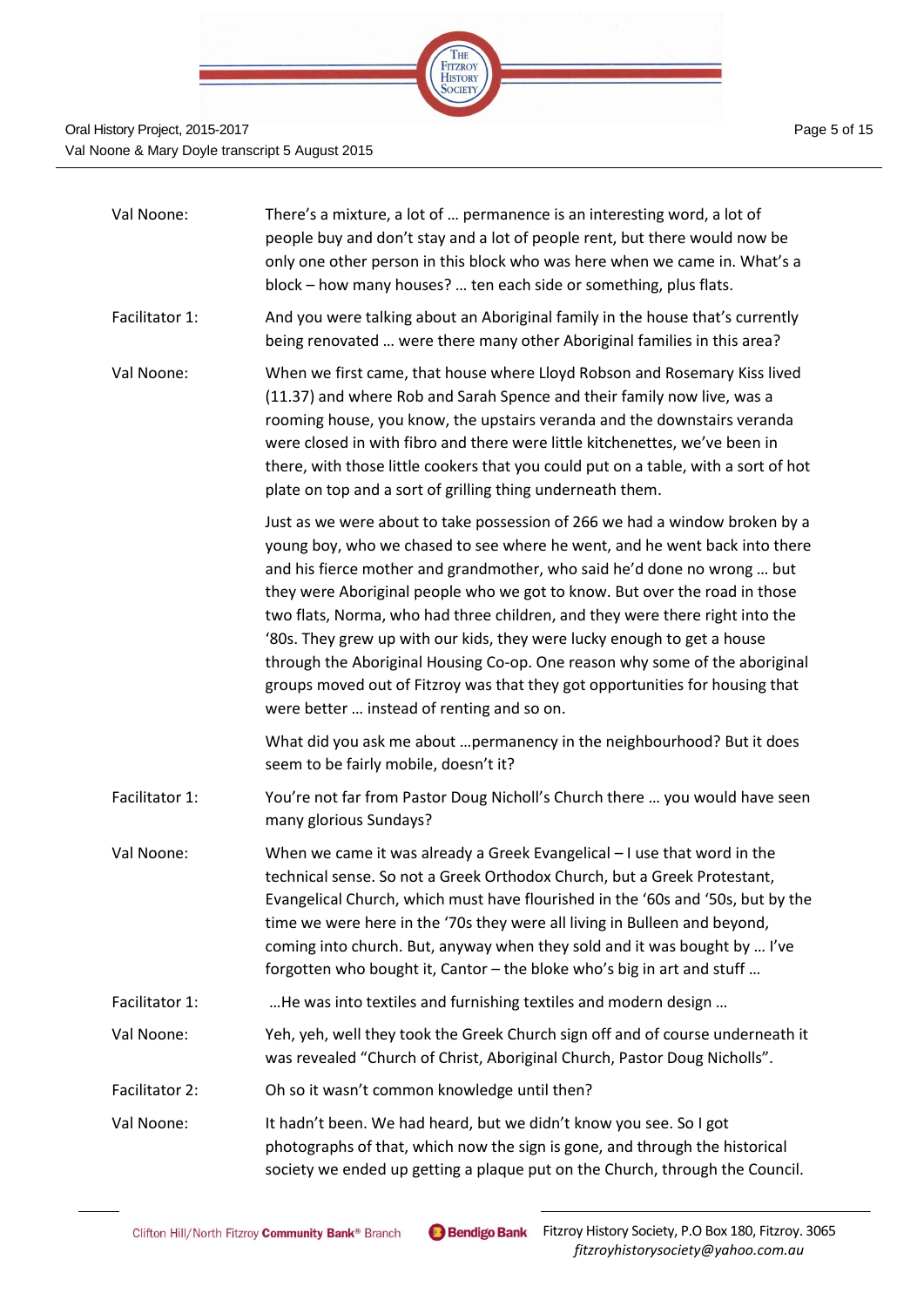Val Noone: There's a mixture, a lot of … permanence is an interesting word, a lot of people buy and don't stay and a lot of people rent, but there would now be only one other person in this block who was here when we came in. What's a block – how many houses? … ten each side or something, plus flats.

Facilitator 1: And you were talking about an Aboriginal family in the house that's currently being renovated … were there many other Aboriginal families in this area?

Val Noone: When we first came, that house where Lloyd Robson and Rosemary Kiss lived (11.37) and where Rob and Sarah Spence and their family now live, was a rooming house, you know, the upstairs veranda and the downstairs veranda were closed in with fibro and there were little kitchenettes, we've been in there, with those little cookers that you could put on a table, with a sort of hot plate on top and a sort of grilling thing underneath them.

Just as we were about to take possession of 266 we had a window broken by a young boy, who we chased to see where he went, and he went back into there and his fierce mother and grandmother, who said he'd done no wrong … but they were Aboriginal people who we got to know. But over the road in those two flats, Norma, who had three children, and they were there right into the '80s. They grew up with our kids, they were lucky enough to get a house through the Aboriginal Housing Co-op. One reason why some of the aboriginal groups moved out of Fitzroy was that they got opportunities for housing that were better … instead of renting and so on.

What did you ask me about …permanency in the neighbourhood? But it does seem to be fairly mobile, doesn't it?

Facilitator 1: You're not far from Pastor Doug Nicholl's Church there … you would have seen many glorious Sundays?

Val Noone: When we came it was already a Greek Evangelical – I use that word in the technical sense. So not a Greek Orthodox Church, but a Greek Protestant, Evangelical Church, which must have flourished in the '60s and '50s, but by the time we were here in the '70s they were all living in Bulleen and beyond, coming into church. But, anyway when they sold and it was bought by … I've forgotten who bought it, Cantor – the bloke who's big in art and stuff …

Facilitator 1: …He was into textiles and furnishing textiles and modern design …

Val Noone: Yeh, yeh, well they took the Greek Church sign off and of course underneath it was revealed "Church of Christ, Aboriginal Church, Pastor Doug Nicholls".

Facilitator 2: Oh so it wasn't common knowledge until then?

Val Noone: It hadn't been. We had heard, but we didn't know you see. So I got photographs of that, which now the sign is gone, and through the historical society we ended up getting a plaque put on the Church, through the Council.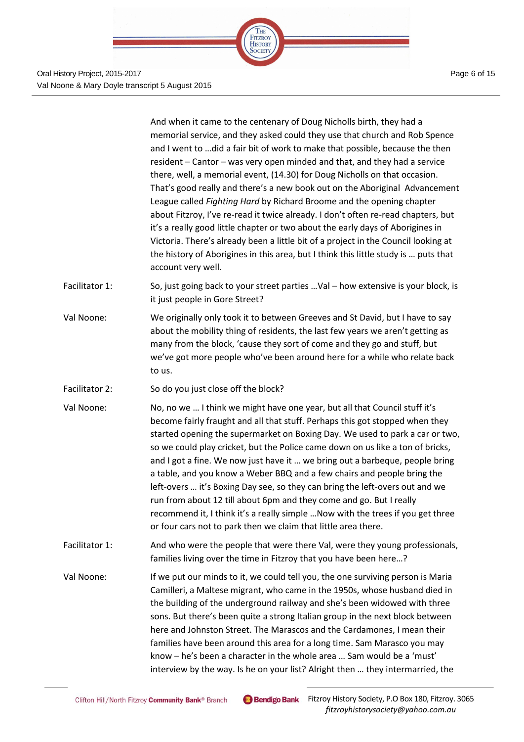And when it came to the centenary of Doug Nicholls birth, they had a memorial service, and they asked could they use that church and Rob Spence and I went to …did a fair bit of work to make that possible, because the then resident – Cantor – was very open minded and that, and they had a service there, well, a memorial event, (14.30) for Doug Nicholls on that occasion. That's good really and there's a new book out on the Aboriginal Advancement League called *Fighting Hard* by Richard Broome and the opening chapter about Fitzroy, I've re-read it twice already. I don't often re-read chapters, but it's a really good little chapter or two about the early days of Aborigines in Victoria. There's already been a little bit of a project in the Council looking at the history of Aborigines in this area, but I think this little study is … puts that account very well.

Facilitator 1: So, just going back to your street parties …Val – how extensive is your block, is it just people in Gore Street?

Val Noone: We originally only took it to between Greeves and St David, but I have to say about the mobility thing of residents, the last few years we aren't getting as many from the block, 'cause they sort of come and they go and stuff, but we've got more people who've been around here for a while who relate back to us.

Facilitator 2: So do you just close off the block?

Val Noone: No, no we … I think we might have one year, but all that Council stuff it's become fairly fraught and all that stuff. Perhaps this got stopped when they started opening the supermarket on Boxing Day. We used to park a car or two, so we could play cricket, but the Police came down on us like a ton of bricks, and I got a fine. We now just have it … we bring out a barbeque, people bring a table, and you know a Weber BBQ and a few chairs and people bring the left-overs … it's Boxing Day see, so they can bring the left-overs out and we run from about 12 till about 6pm and they come and go. But I really recommend it, I think it's a really simple …Now with the trees if you get three or four cars not to park then we claim that little area there.

Facilitator 1: And who were the people that were there Val, were they young professionals, families living over the time in Fitzroy that you have been here…?

Val Noone: If we put our minds to it, we could tell you, the one surviving person is Maria Camilleri, a Maltese migrant, who came in the 1950s, whose husband died in the building of the underground railway and she's been widowed with three sons. But there's been quite a strong Italian group in the next block between here and Johnston Street. The Marascos and the Cardamones, I mean their families have been around this area for a long time. Sam Marasco you may know – he's been a character in the whole area … Sam would be a 'must' interview by the way. Is he on your list? Alright then … they intermarried, the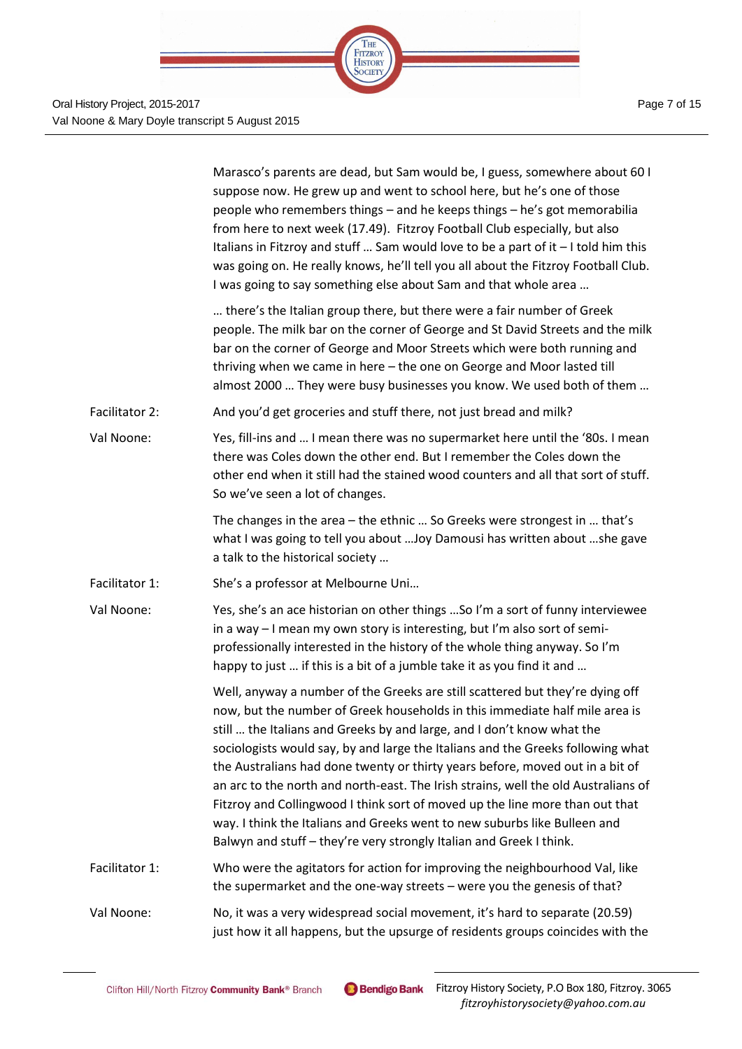Marasco's parents are dead, but Sam would be, I guess, somewhere about 60 I suppose now. He grew up and went to school here, but he's one of those people who remembers things – and he keeps things – he's got memorabilia from here to next week (17.49). Fitzroy Football Club especially, but also Italians in Fitzroy and stuff … Sam would love to be a part of it – I told him this was going on. He really knows, he'll tell you all about the Fitzroy Football Club. I was going to say something else about Sam and that whole area …

… there's the Italian group there, but there were a fair number of Greek people. The milk bar on the corner of George and St David Streets and the milk bar on the corner of George and Moor Streets which were both running and thriving when we came in here – the one on George and Moor lasted till almost 2000 … They were busy businesses you know. We used both of them …

Facilitator 2: And you'd get groceries and stuff there, not just bread and milk?

Val Noone: Yes, fill-ins and … I mean there was no supermarket here until the '80s. I mean there was Coles down the other end. But I remember the Coles down the other end when it still had the stained wood counters and all that sort of stuff. So we've seen a lot of changes.

The changes in the area – the ethnic … So Greeks were strongest in … that's what I was going to tell you about …Joy Damousi has written about …she gave a talk to the historical society …

Facilitator 1: She's a professor at Melbourne Uni…

Val Noone: Yes, she's an ace historian on other things …So I'm a sort of funny interviewee in a way – I mean my own story is interesting, but I'm also sort of semi-professionally interested in the history of the whole thing anyway. So I'm happy to just … if this is a bit of a jumble take it as you find it and …

Well, anyway a number of the Greeks are still scattered but they're dying off now, but the number of Greek households in this immediate half mile area is still … the Italians and Greeks by and large, and I don't know what the sociologists would say, by and large the Italians and the Greeks following what the Australians had done twenty or thirty years before, moved out in a bit of an arc to the north and north-east. The Irish strains, well the old Australians of Fitzroy and Collingwood I think sort of moved up the line more than out that way. I think the Italians and Greeks went to new suburbs like Bulleen and Balwyn and stuff – they're very strongly Italian and Greek I think.

Facilitator 1: Who were the agitators for action for improving the neighbourhood Val, like the supermarket and the one-way streets – were you the genesis of that?

Val Noone: No, it was a very widespread social movement, it's hard to separate (20.59) just how it all happens, but the upsurge of residents groups coincides with the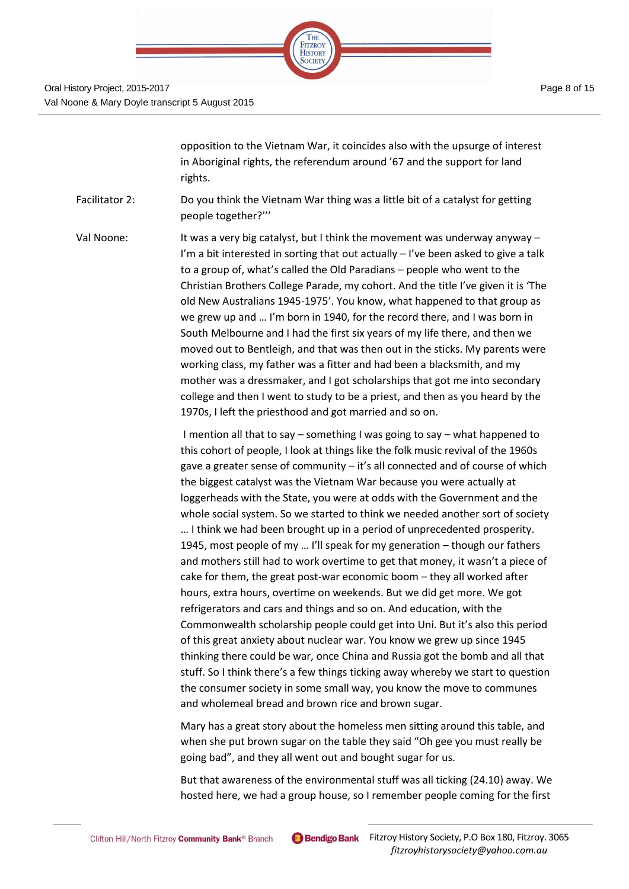opposition to the Vietnam War, it coincides also with the upsurge of interest in Aboriginal rights, the referendum around '67 and the support for land rights.

Facilitator 2: Do you think the Vietnam War thing was a little bit of a catalyst for getting people together?"'

Val Noone: It was a very big catalyst, but I think the movement was underway anyway – I'm a bit interested in sorting that out actually – I've been asked to give a talk to a group of, what's called the Old Paradians – people who went to the Christian Brothers College Parade, my cohort. And the title I've given it is 'The old New Australians 1945-1975'. You know, what happened to that group as we grew up and … I'm born in 1940, for the record there, and I was born in South Melbourne and I had the first six years of my life there, and then we moved out to Bentleigh, and that was then out in the sticks. My parents were working class, my father was a fitter and had been a blacksmith, and my mother was a dressmaker, and I got scholarships that got me into secondary college and then I went to study to be a priest, and then as you heard by the 1970s, I left the priesthood and got married and so on.

I mention all that to say – something I was going to say – what happened to this cohort of people, I look at things like the folk music revival of the 1960s gave a greater sense of community – it's all connected and of course of which the biggest catalyst was the Vietnam War because you were actually at loggerheads with the State, you were at odds with the Government and the whole social system. So we started to think we needed another sort of society … I think we had been brought up in a period of unprecedented prosperity. 1945, most people of my … I'll speak for my generation – though our fathers and mothers still had to work overtime to get that money, it wasn't a piece of cake for them, the great post-war economic boom – they all worked after hours, extra hours, overtime on weekends. But we did get more. We got refrigerators and cars and things and so on. And education, with the Commonwealth scholarship people could get into Uni. But it's also this period of this great anxiety about nuclear war. You know we grew up since 1945 thinking there could be war, once China and Russia got the bomb and all that stuff. So I think there's a few things ticking away whereby we start to question the consumer society in some small way, you know the move to communes and wholemeal bread and brown rice and brown sugar.

Mary has a great story about the homeless men sitting around this table, and when she put brown sugar on the table they said "Oh gee you must really be going bad", and they all went out and bought sugar for us.

But that awareness of the environmental stuff was all ticking (24.10) away. We hosted here, we had a group house, so I remember people coming for the first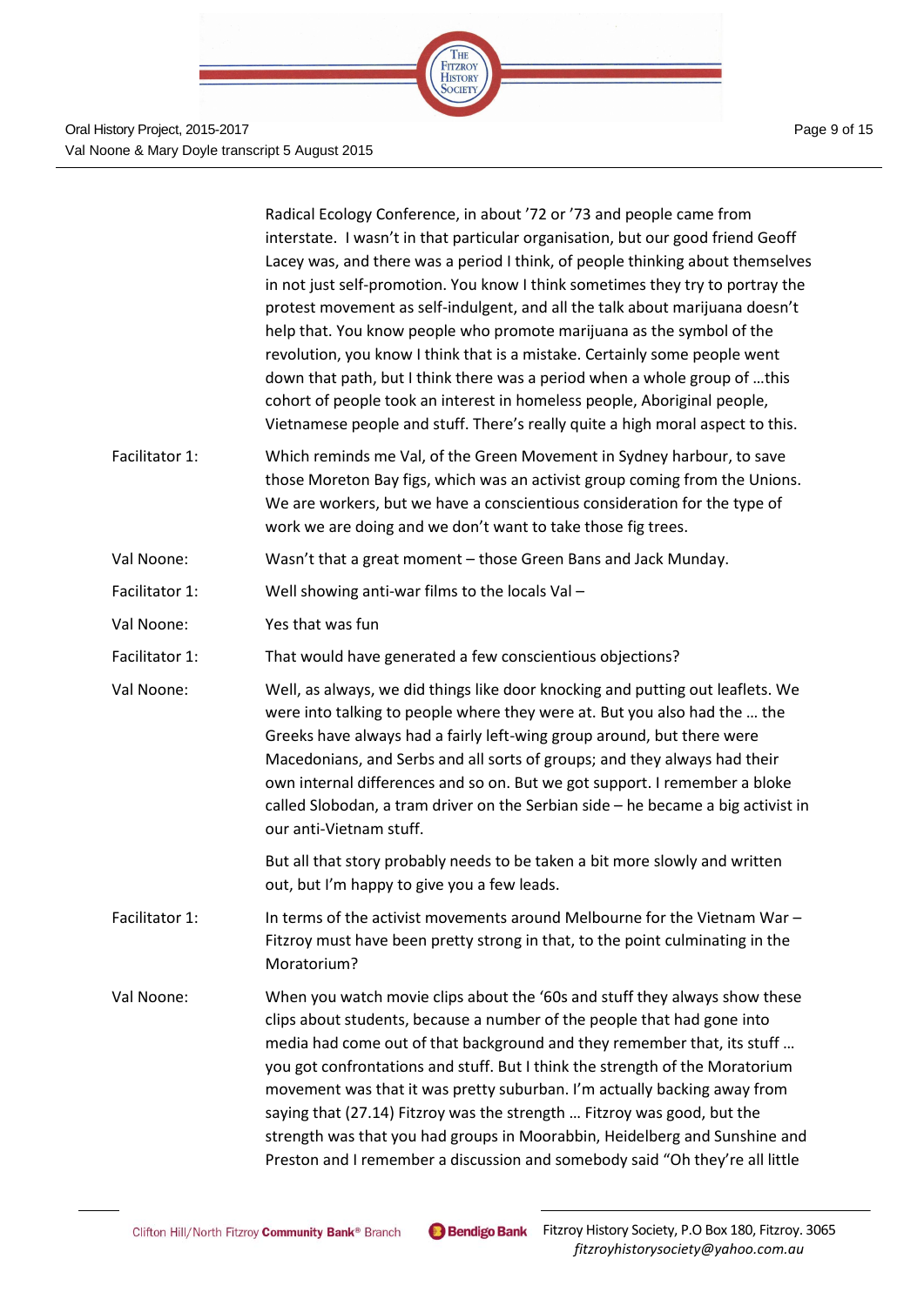Radical Ecology Conference, in about '72 or '73 and people came from interstate. I wasn't in that particular organisation, but our good friend Geoff Lacey was, and there was a period I think, of people thinking about themselves in not just self-promotion. You know I think sometimes they try to portray the protest movement as self-indulgent, and all the talk about marijuana doesn't help that. You know people who promote marijuana as the symbol of the revolution, you know I think that is a mistake. Certainly some people went down that path, but I think there was a period when a whole group of …this cohort of people took an interest in homeless people, Aboriginal people, Vietnamese people and stuff. There's really quite a high moral aspect to this.

Facilitator 1: Which reminds me Val, of the Green Movement in Sydney harbour, to save those Moreton Bay figs, which was an activist group coming from the Unions. We are workers, but we have a conscientious consideration for the type of work we are doing and we don't want to take those fig trees.

Val Noone: Wasn't that a great moment – those Green Bans and Jack Munday.

Facilitator 1: Well showing anti-war films to the locals Val –

Val Noone: Yes that was fun

Facilitator 1: That would have generated a few conscientious objections?

Val Noone: Well, as always, we did things like door knocking and putting out leaflets. We were into talking to people where they were at. But you also had the … the Greeks have always had a fairly left-wing group around, but there were Macedonians, and Serbs and all sorts of groups; and they always had their own internal differences and so on. But we got support. I remember a bloke called Slobodan, a tram driver on the Serbian side – he became a big activist in our anti-Vietnam stuff.

But all that story probably needs to be taken a bit more slowly and written out, but I'm happy to give you a few leads.

Facilitator 1: In terms of the activist movements around Melbourne for the Vietnam War – Fitzroy must have been pretty strong in that, to the point culminating in the Moratorium?

Val Noone: When you watch movie clips about the '60s and stuff they always show these clips about students, because a number of the people that had gone into media had come out of that background and they remember that, its stuff … you got confrontations and stuff. But I think the strength of the Moratorium movement was that it was pretty suburban. I'm actually backing away from saying that (27.14) Fitzroy was the strength … Fitzroy was good, but the strength was that you had groups in Moorabbin, Heidelberg and Sunshine and Preston and I remember a discussion and somebody said "Oh they're all little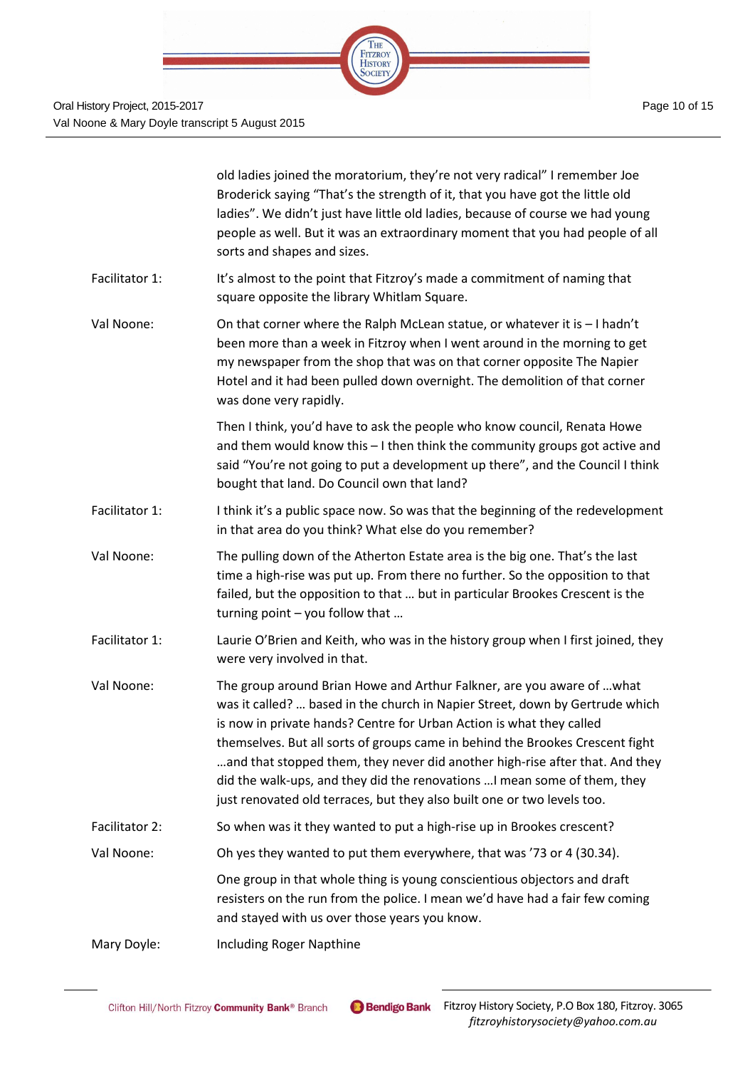old ladies joined the moratorium, they're not very radical" I remember Joe Broderick saying "That's the strength of it, that you have got the little old ladies". We didn't just have little old ladies, because of course we had young people as well. But it was an extraordinary moment that you had people of all sorts and shapes and sizes.

Facilitator 1: It's almost to the point that Fitzroy's made a commitment of naming that square opposite the library Whitlam Square.

Val Noone: On that corner where the Ralph McLean statue, or whatever it is – I hadn't been more than a week in Fitzroy when I went around in the morning to get my newspaper from the shop that was on that corner opposite The Napier Hotel and it had been pulled down overnight. The demolition of that corner was done very rapidly.

Then I think, you'd have to ask the people who know council, Renata Howe and them would know this – I then think the community groups got active and said "You're not going to put a development up there", and the Council I think bought that land. Do Council own that land?

Facilitator 1: I think it's a public space now. So was that the beginning of the redevelopment in that area do you think? What else do you remember?

Val Noone: The pulling down of the Atherton Estate area is the big one. That's the last time a high-rise was put up. From there no further. So the opposition to that failed, but the opposition to that … but in particular Brookes Crescent is the turning point – you follow that …

Facilitator 1: Laurie O'Brien and Keith, who was in the history group when I first joined, they were very involved in that.

Val Noone: The group around Brian Howe and Arthur Falkner, are you aware of …what was it called? … based in the church in Napier Street, down by Gertrude which is now in private hands? Centre for Urban Action is what they called themselves. But all sorts of groups came in behind the Brookes Crescent fight …and that stopped them, they never did another high-rise after that. And they did the walk-ups, and they did the renovations …I mean some of them, they just renovated old terraces, but they also built one or two levels too.

Facilitator 2: So when was it they wanted to put a high-rise up in Brookes crescent?

Val Noone: Oh yes they wanted to put them everywhere, that was '73 or 4 (30.34).

One group in that whole thing is young conscientious objectors and draft resisters on the run from the police. I mean we'd have had a fair few coming and stayed with us over those years you know.

Mary Doyle: Including Roger Napthine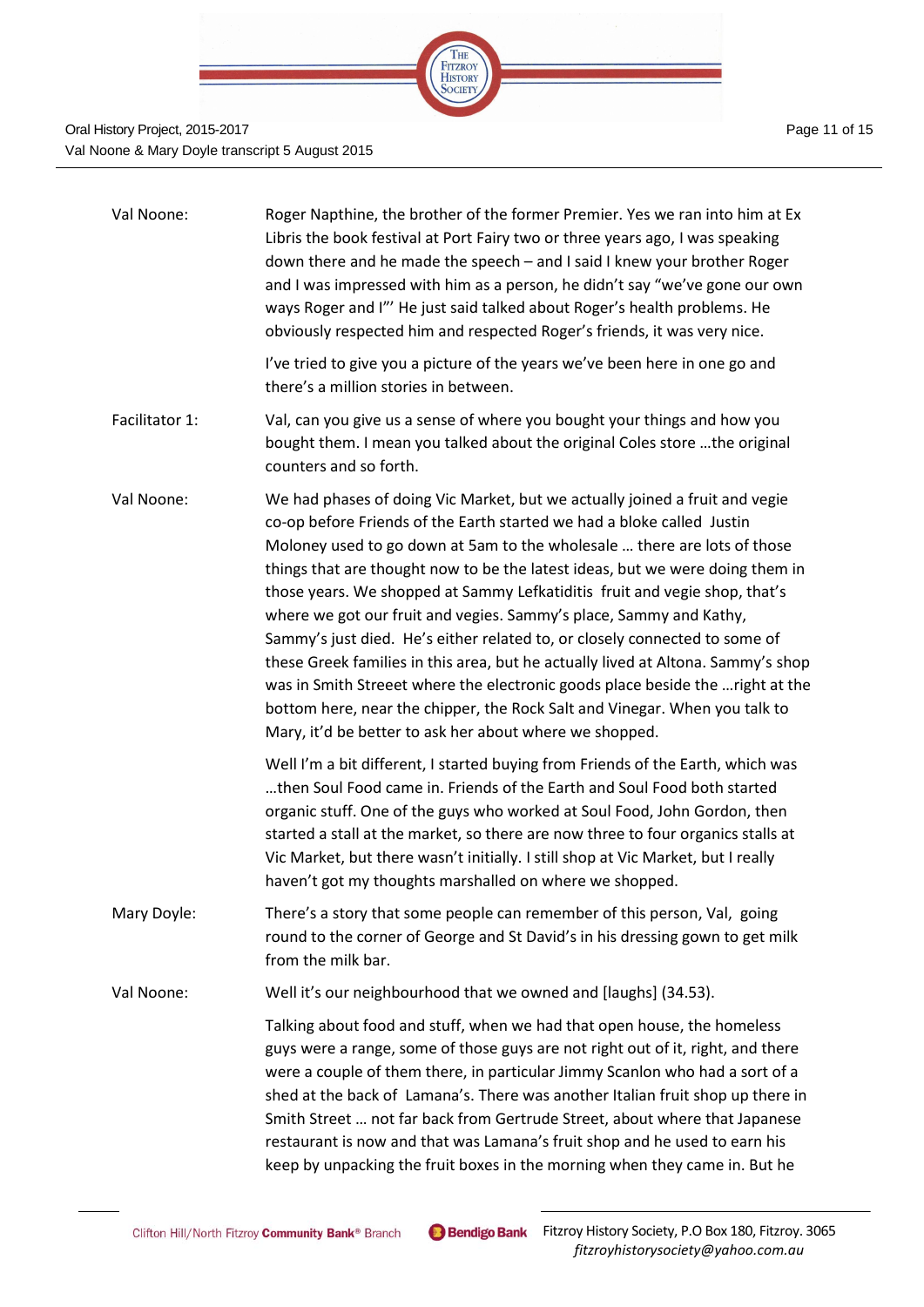| | |
|---|---|
| Val Noone: | Roger Napthine, the brother of the former Premier. Yes we ran into him at Ex Libris the book festival at Port Fairy two or three years ago, I was speaking down there and he made the speech – and I said I knew your brother Roger and I was impressed with him as a person, he didn't say "we've gone our own ways Roger and I"' He just said talked about Roger's health problems. He obviously respected him and respected Roger's friends, it was very nice. |
| | I've tried to give you a picture of the years we've been here in one go and there's a million stories in between. |
| Facilitator 1: | Val, can you give us a sense of where you bought your things and how you bought them. I mean you talked about the original Coles store …the original counters and so forth. |
| Val Noone: | We had phases of doing Vic Market, but we actually joined a fruit and vegie co-op before Friends of the Earth started we had a bloke called Justin Moloney used to go down at 5am to the wholesale … there are lots of those things that are thought now to be the latest ideas, but we were doing them in those years. We shopped at Sammy Lefkatiditis fruit and vegie shop, that's where we got our fruit and vegies. Sammy's place, Sammy and Kathy, Sammy's just died. He's either related to, or closely connected to some of these Greek families in this area, but he actually lived at Altona. Sammy's shop was in Smith Streeet where the electronic goods place beside the …right at the bottom here, near the chipper, the Rock Salt and Vinegar. When you talk to Mary, it'd be better to ask her about where we shopped. |
| | Well I'm a bit different, I started buying from Friends of the Earth, which was …then Soul Food came in. Friends of the Earth and Soul Food both started organic stuff. One of the guys who worked at Soul Food, John Gordon, then started a stall at the market, so there are now three to four organics stalls at Vic Market, but there wasn't initially. I still shop at Vic Market, but I really haven't got my thoughts marshalled on where we shopped. |
| Mary Doyle: | There's a story that some people can remember of this person, Val, going round to the corner of George and St David's in his dressing gown to get milk from the milk bar. |
| Val Noone: | Well it's our neighbourhood that we owned and [laughs] (34.53). |
| | Talking about food and stuff, when we had that open house, the homeless guys were a range, some of those guys are not right out of it, right, and there were a couple of them there, in particular Jimmy Scanlon who had a sort of a shed at the back of Lamana's. There was another Italian fruit shop up there in Smith Street … not far back from Gertrude Street, about where that Japanese restaurant is now and that was Lamana's fruit shop and he used to earn his keep by unpacking the fruit boxes in the morning when they came in. But he |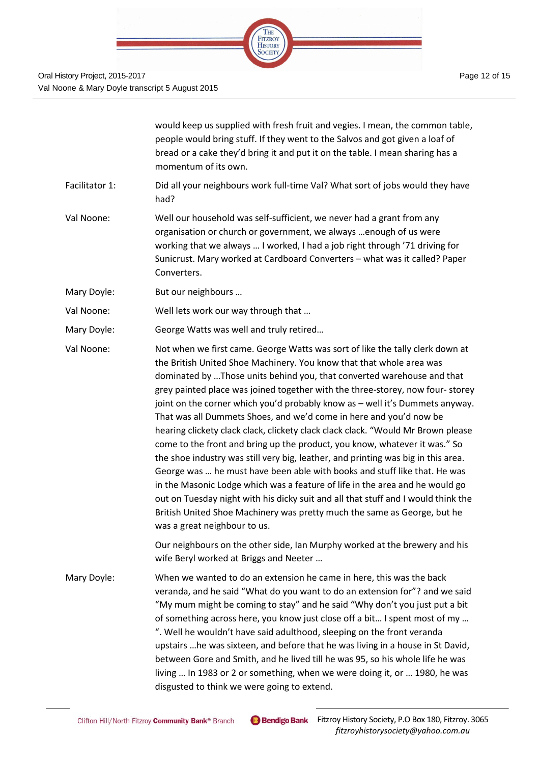would keep us supplied with fresh fruit and vegies. I mean, the common table, people would bring stuff. If they went to the Salvos and got given a loaf of bread or a cake they'd bring it and put it on the table. I mean sharing has a momentum of its own.

Facilitator 1: Did all your neighbours work full-time Val? What sort of jobs would they have had?

Val Noone: Well our household was self-sufficient, we never had a grant from any organisation or church or government, we always …enough of us were working that we always … I worked, I had a job right through '71 driving for Sunicrust. Mary worked at Cardboard Converters – what was it called? Paper Converters.

Mary Doyle: But our neighbours …

Val Noone: Well lets work our way through that …

Mary Doyle: George Watts was well and truly retired…

Val Noone: Not when we first came. George Watts was sort of like the tally clerk down at the British United Shoe Machinery. You know that that whole area was dominated by …Those units behind you, that converted warehouse and that grey painted place was joined together with the three-storey, now four- storey joint on the corner which you'd probably know as – well it's Dummets anyway. That was all Dummets Shoes, and we'd come in here and you'd now be hearing clickety clack clack, clickety clack clack clack. "Would Mr Brown please come to the front and bring up the product, you know, whatever it was." So the shoe industry was still very big, leather, and printing was big in this area. George was … he must have been able with books and stuff like that. He was in the Masonic Lodge which was a feature of life in the area and he would go out on Tuesday night with his dicky suit and all that stuff and I would think the British United Shoe Machinery was pretty much the same as George, but he was a great neighbour to us.

Our neighbours on the other side, Ian Murphy worked at the brewery and his wife Beryl worked at Briggs and Neeter …

Mary Doyle: When we wanted to do an extension he came in here, this was the back veranda, and he said "What do you want to do an extension for"? and we said "My mum might be coming to stay" and he said "Why don't you just put a bit of something across here, you know just close off a bit… I spent most of my … ". Well he wouldn't have said adulthood, sleeping on the front veranda upstairs …he was sixteen, and before that he was living in a house in St David, between Gore and Smith, and he lived till he was 95, so his whole life he was living … In 1983 or 2 or something, when we were doing it, or … 1980, he was disgusted to think we were going to extend.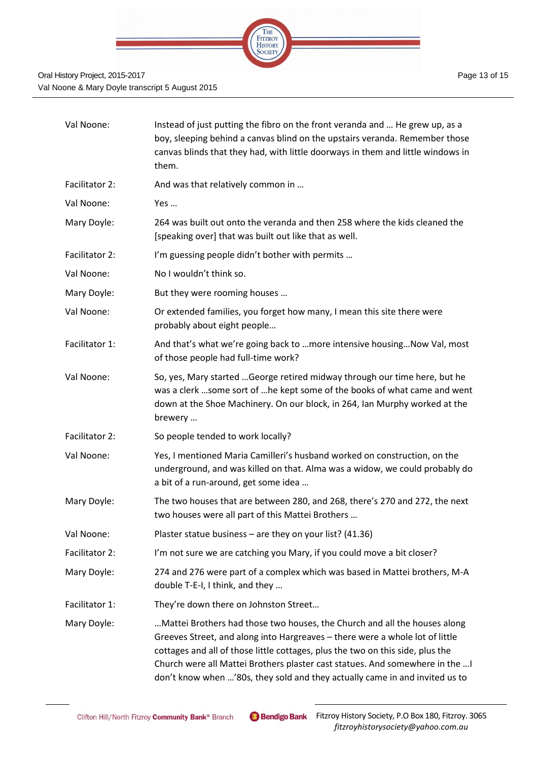| | |
|---|---|
| Val Noone: | Instead of just putting the fibro on the front veranda and … He grew up, as a boy, sleeping behind a canvas blind on the upstairs veranda. Remember those canvas blinds that they had, with little doorways in them and little windows in them. |
| Facilitator 2: | And was that relatively common in … |
| Val Noone: | Yes … |
| Mary Doyle: | 264 was built out onto the veranda and then 258 where the kids cleaned the [speaking over] that was built out like that as well. |
| Facilitator 2: | I'm guessing people didn't bother with permits … |
| Val Noone: | No I wouldn't think so. |
| Mary Doyle: | But they were rooming houses … |
| Val Noone: | Or extended families, you forget how many, I mean this site there were probably about eight people… |
| Facilitator 1: | And that's what we're going back to …more intensive housing…Now Val, most of those people had full-time work? |
| Val Noone: | So, yes, Mary started …George retired midway through our time here, but he was a clerk …some sort of …he kept some of the books of what came and went down at the Shoe Machinery. On our block, in 264, Ian Murphy worked at the brewery … |
| Facilitator 2: | So people tended to work locally? |
| Val Noone: | Yes, I mentioned Maria Camilleri's husband worked on construction, on the underground, and was killed on that. Alma was a widow, we could probably do a bit of a run-around, get some idea … |
| Mary Doyle: | The two houses that are between 280, and 268, there's 270 and 272, the next two houses were all part of this Mattei Brothers … |
| Val Noone: | Plaster statue business – are they on your list? (41.36) |
| Facilitator 2: | I'm not sure we are catching you Mary, if you could move a bit closer? |
| Mary Doyle: | 274 and 276 were part of a complex which was based in Mattei brothers, M-A double T-E-I, I think, and they … |
| Facilitator 1: | They're down there on Johnston Street… |
| Mary Doyle: | …Mattei Brothers had those two houses, the Church and all the houses along Greeves Street, and along into Hargreaves – there were a whole lot of little cottages and all of those little cottages, plus the two on this side, plus the Church were all Mattei Brothers plaster cast statues. And somewhere in the …I don't know when …'80s, they sold and they actually came in and invited us to |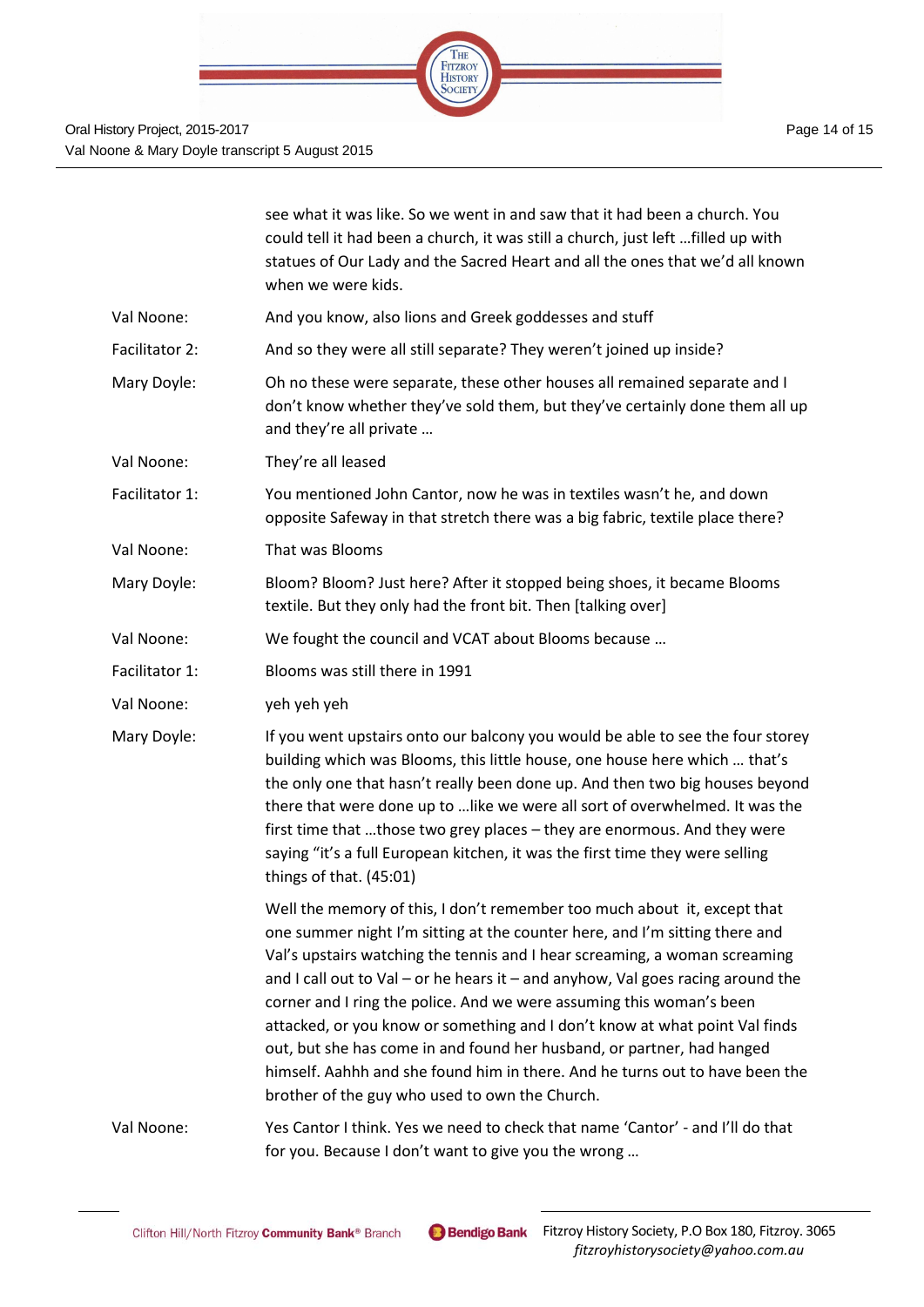see what it was like. So we went in and saw that it had been a church. You could tell it had been a church, it was still a church, just left …filled up with statues of Our Lady and the Sacred Heart and all the ones that we'd all known when we were kids.

Val Noone: And you know, also lions and Greek goddesses and stuff

Facilitator 2: And so they were all still separate? They weren't joined up inside?

Mary Doyle: Oh no these were separate, these other houses all remained separate and I don't know whether they've sold them, but they've certainly done them all up and they're all private …

Val Noone: They're all leased

Facilitator 1: You mentioned John Cantor, now he was in textiles wasn't he, and down opposite Safeway in that stretch there was a big fabric, textile place there?

Val Noone: That was Blooms

Mary Doyle: Bloom? Bloom? Just here? After it stopped being shoes, it became Blooms textile. But they only had the front bit. Then [talking over]

Val Noone: We fought the council and VCAT about Blooms because …

Facilitator 1: Blooms was still there in 1991

Val Noone: yeh yeh yeh

Mary Doyle: If you went upstairs onto our balcony you would be able to see the four storey building which was Blooms, this little house, one house here which … that's the only one that hasn't really been done up. And then two big houses beyond there that were done up to …like we were all sort of overwhelmed. It was the first time that …those two grey places – they are enormous. And they were saying "it's a full European kitchen, it was the first time they were selling things of that. (45:01)

Well the memory of this, I don't remember too much about it, except that one summer night I'm sitting at the counter here, and I'm sitting there and Val's upstairs watching the tennis and I hear screaming, a woman screaming and I call out to Val – or he hears it – and anyhow, Val goes racing around the corner and I ring the police. And we were assuming this woman's been attacked, or you know or something and I don't know at what point Val finds out, but she has come in and found her husband, or partner, had hanged himself. Aahhh and she found him in there. And he turns out to have been the brother of the guy who used to own the Church.

Val Noone: Yes Cantor I think. Yes we need to check that name 'Cantor' - and I'll do that for you. Because I don't want to give you the wrong …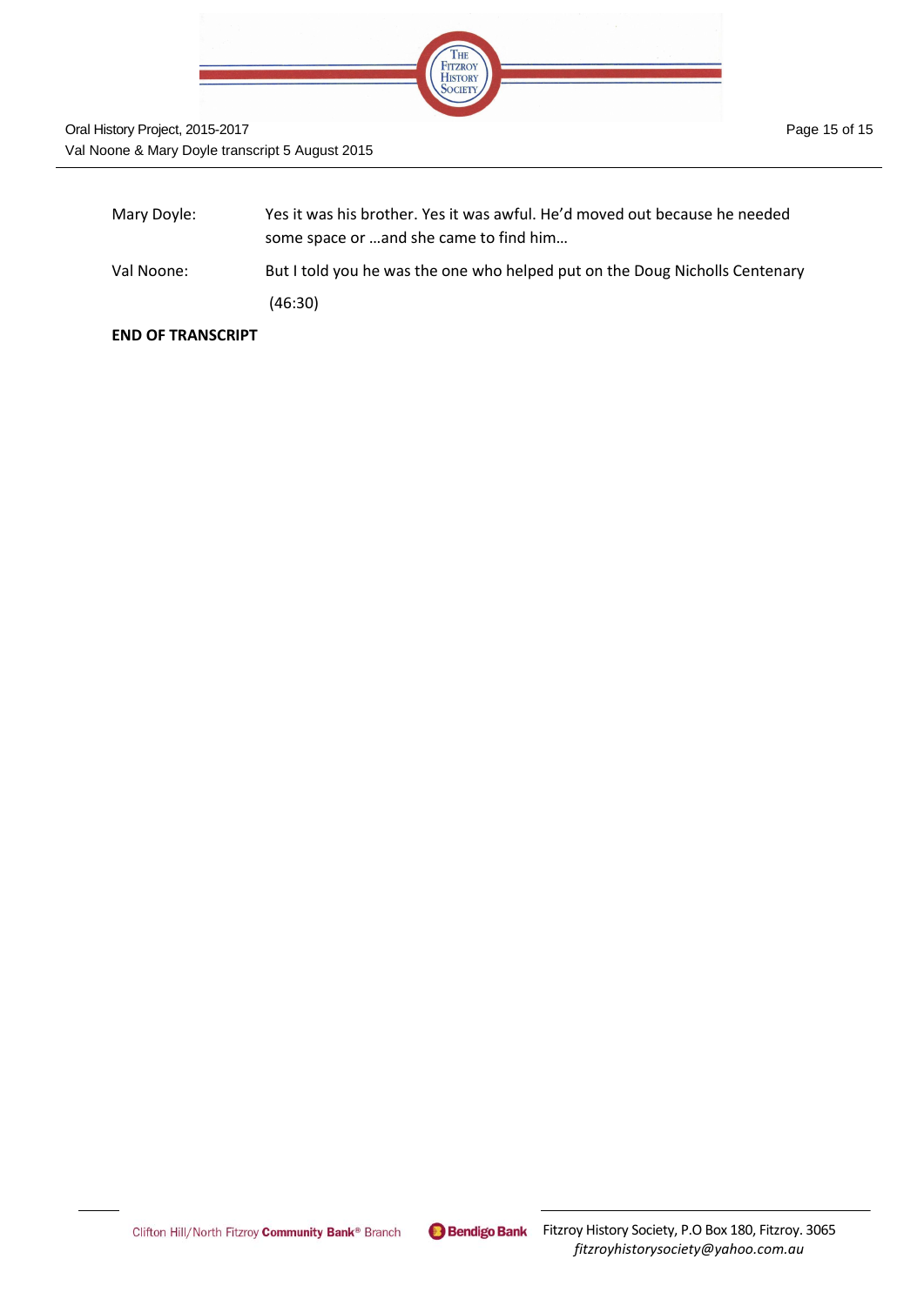Mary Doyle: Yes it was his brother. Yes it was awful. He'd moved out because he needed some space or …and she came to find him…

Val Noone: But I told you he was the one who helped put on the Doug Nicholls Centenary

(46:30)

**END OF TRANSCRIPT**